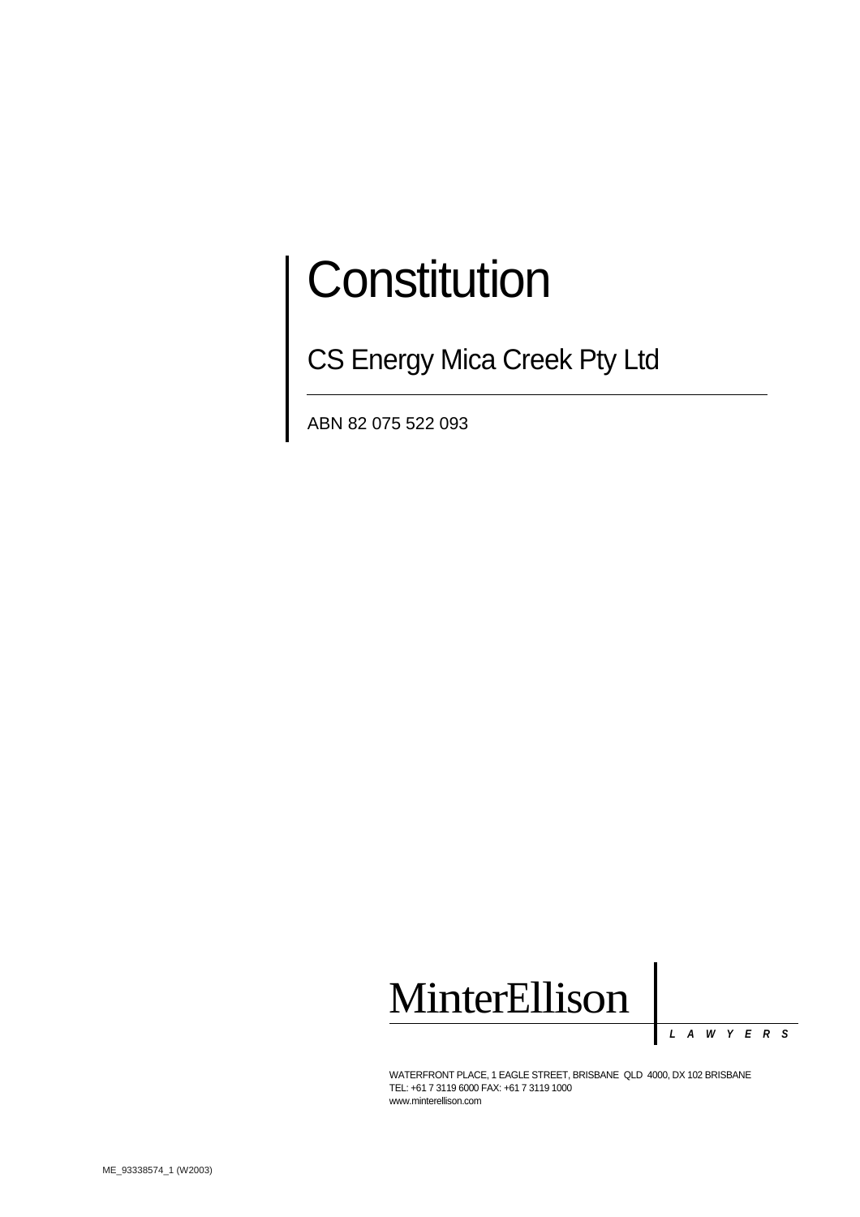# Constitution

## CS Energy Mica Creek Pty Ltd

ABN 82 075 522 093

MinterEllison

LAWYERS

WATERFRONT PLACE, 1 EAGLE STREET, BRISBANE QLD 4000, DX 102 BRISBANE
TEL: +61 7 3119 6000 FAX: +61 7 3119 1000
www.minterellison.com

ME_93338574_1 (W2003)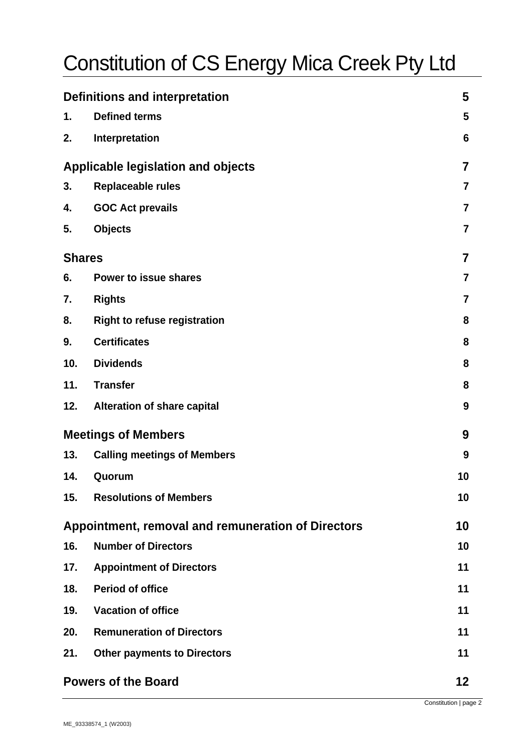# Constitution of CS Energy Mica Creek Pty Ltd

| | | |
|---|---|---|
| **Definitions and interpretation** | | **5** |
| **1.** | **Defined terms** | **5** |
| **2.** | **Interpretation** | **6** |
| **Applicable legislation and objects** | | **7** |
| **3.** | **Replaceable rules** | **7** |
| **4.** | **GOC Act prevails** | **7** |
| **5.** | **Objects** | **7** |
| **Shares** | | **7** |
| **6.** | **Power to issue shares** | **7** |
| **7.** | **Rights** | **7** |
| **8.** | **Right to refuse registration** | **8** |
| **9.** | **Certificates** | **8** |
| **10.** | **Dividends** | **8** |
| **11.** | **Transfer** | **8** |
| **12.** | **Alteration of share capital** | **9** |
| **Meetings of Members** | | **9** |
| **13.** | **Calling meetings of Members** | **9** |
| **14.** | **Quorum** | **10** |
| **15.** | **Resolutions of Members** | **10** |
| **Appointment, removal and remuneration of Directors** | | **10** |
| **16.** | **Number of Directors** | **10** |
| **17.** | **Appointment of Directors** | **11** |
| **18.** | **Period of office** | **11** |
| **19.** | **Vacation of office** | **11** |
| **20.** | **Remuneration of Directors** | **11** |
| **21.** | **Other payments to Directors** | **11** |
| **Powers of the Board** | | **12** |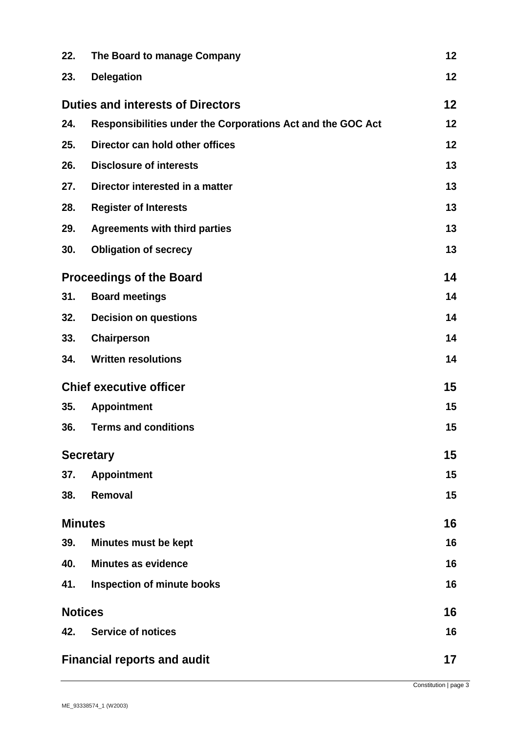| | | |
|---|---|---|
| **22.** | **The Board to manage Company** | **12** |
| **23.** | **Delegation** | **12** |
| **Duties and interests of Directors** | | **12** |
| **24.** | **Responsibilities under the Corporations Act and the GOC Act** | **12** |
| **25.** | **Director can hold other offices** | **12** |
| **26.** | **Disclosure of interests** | **13** |
| **27.** | **Director interested in a matter** | **13** |
| **28.** | **Register of Interests** | **13** |
| **29.** | **Agreements with third parties** | **13** |
| **30.** | **Obligation of secrecy** | **13** |
| **Proceedings of the Board** | | **14** |
| **31.** | **Board meetings** | **14** |
| **32.** | **Decision on questions** | **14** |
| **33.** | **Chairperson** | **14** |
| **34.** | **Written resolutions** | **14** |
| **Chief executive officer** | | **15** |
| **35.** | **Appointment** | **15** |
| **36.** | **Terms and conditions** | **15** |
| **Secretary** | | **15** |
| **37.** | **Appointment** | **15** |
| **38.** | **Removal** | **15** |
| **Minutes** | | **16** |
| **39.** | **Minutes must be kept** | **16** |
| **40.** | **Minutes as evidence** | **16** |
| **41.** | **Inspection of minute books** | **16** |
| **Notices** | | **16** |
| **42.** | **Service of notices** | **16** |
| **Financial reports and audit** | | **17** |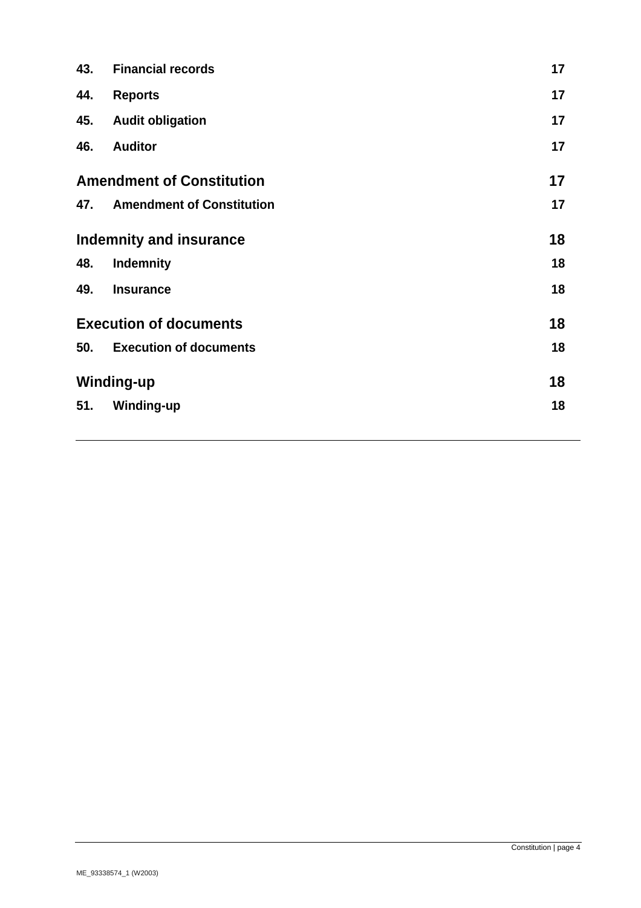| | | |
|---|---|---|
| **43.** | **Financial records** | **17** |
| **44.** | **Reports** | **17** |
| **45.** | **Audit obligation** | **17** |
| **46.** | **Auditor** | **17** |
| **Amendment of Constitution** | | **17** |
| **47.** | **Amendment of Constitution** | **17** |
| **Indemnity and insurance** | | **18** |
| **48.** | **Indemnity** | **18** |
| **49.** | **Insurance** | **18** |
| **Execution of documents** | | **18** |
| **50.** | **Execution of documents** | **18** |
| **Winding-up** | | **18** |
| **51.** | **Winding-up** | **18** |

ME_93338574_1 (W2003)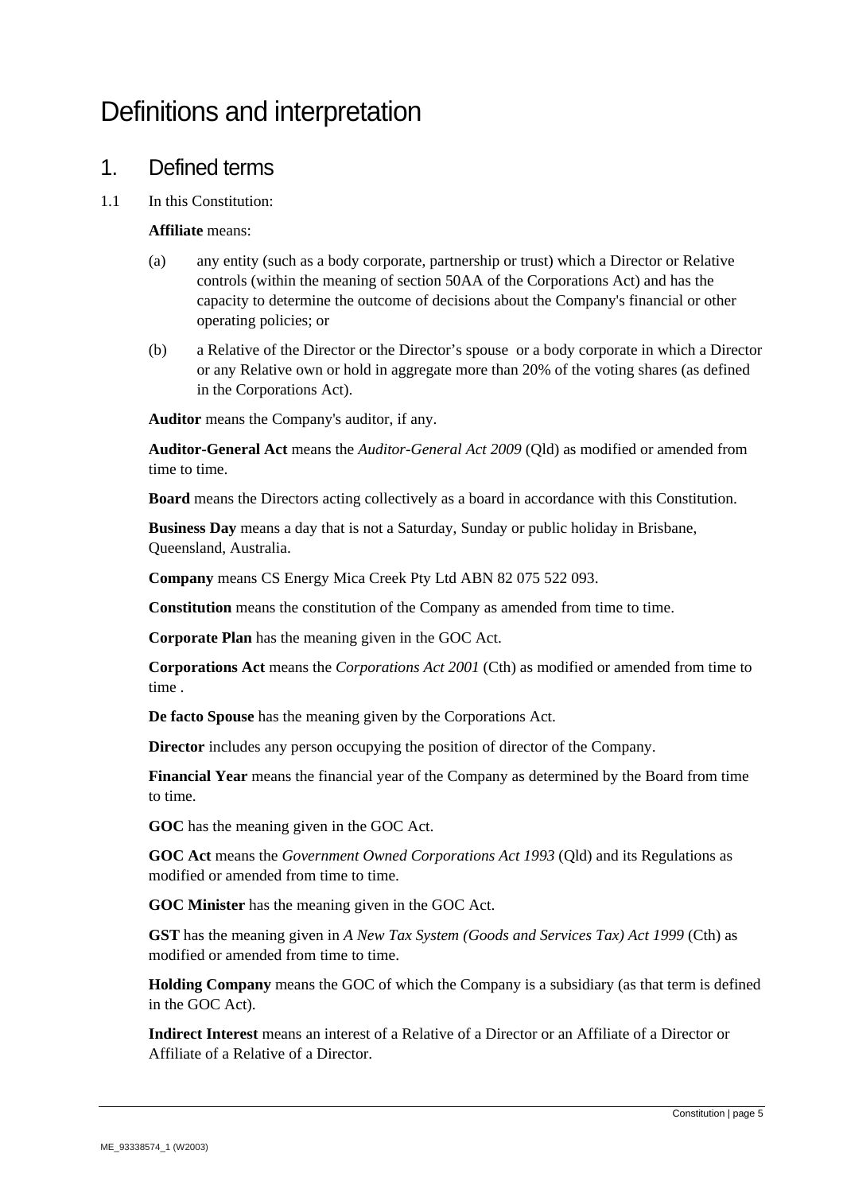# Definitions and interpretation

## 1. Defined terms

1.1 In this Constitution:

**Affiliate** means:

(a) any entity (such as a body corporate, partnership or trust) which a Director or Relative controls (within the meaning of section 50AA of the Corporations Act) and has the capacity to determine the outcome of decisions about the Company's financial or other operating policies; or

(b) a Relative of the Director or the Director's spouse or a body corporate in which a Director or any Relative own or hold in aggregate more than 20% of the voting shares (as defined in the Corporations Act).

**Auditor** means the Company's auditor, if any.

**Auditor-General Act** means the *Auditor-General Act 2009* (Qld) as modified or amended from time to time.

**Board** means the Directors acting collectively as a board in accordance with this Constitution.

**Business Day** means a day that is not a Saturday, Sunday or public holiday in Brisbane, Queensland, Australia.

**Company** means CS Energy Mica Creek Pty Ltd ABN 82 075 522 093.

**Constitution** means the constitution of the Company as amended from time to time.

**Corporate Plan** has the meaning given in the GOC Act.

**Corporations Act** means the *Corporations Act 2001* (Cth) as modified or amended from time to time .

**De facto Spouse** has the meaning given by the Corporations Act.

**Director** includes any person occupying the position of director of the Company.

**Financial Year** means the financial year of the Company as determined by the Board from time to time.

**GOC** has the meaning given in the GOC Act.

**GOC Act** means the *Government Owned Corporations Act 1993* (Qld) and its Regulations as modified or amended from time to time.

**GOC Minister** has the meaning given in the GOC Act.

**GST** has the meaning given in *A New Tax System (Goods and Services Tax) Act 1999* (Cth) as modified or amended from time to time.

**Holding Company** means the GOC of which the Company is a subsidiary (as that term is defined in the GOC Act).

**Indirect Interest** means an interest of a Relative of a Director or an Affiliate of a Director or Affiliate of a Relative of a Director.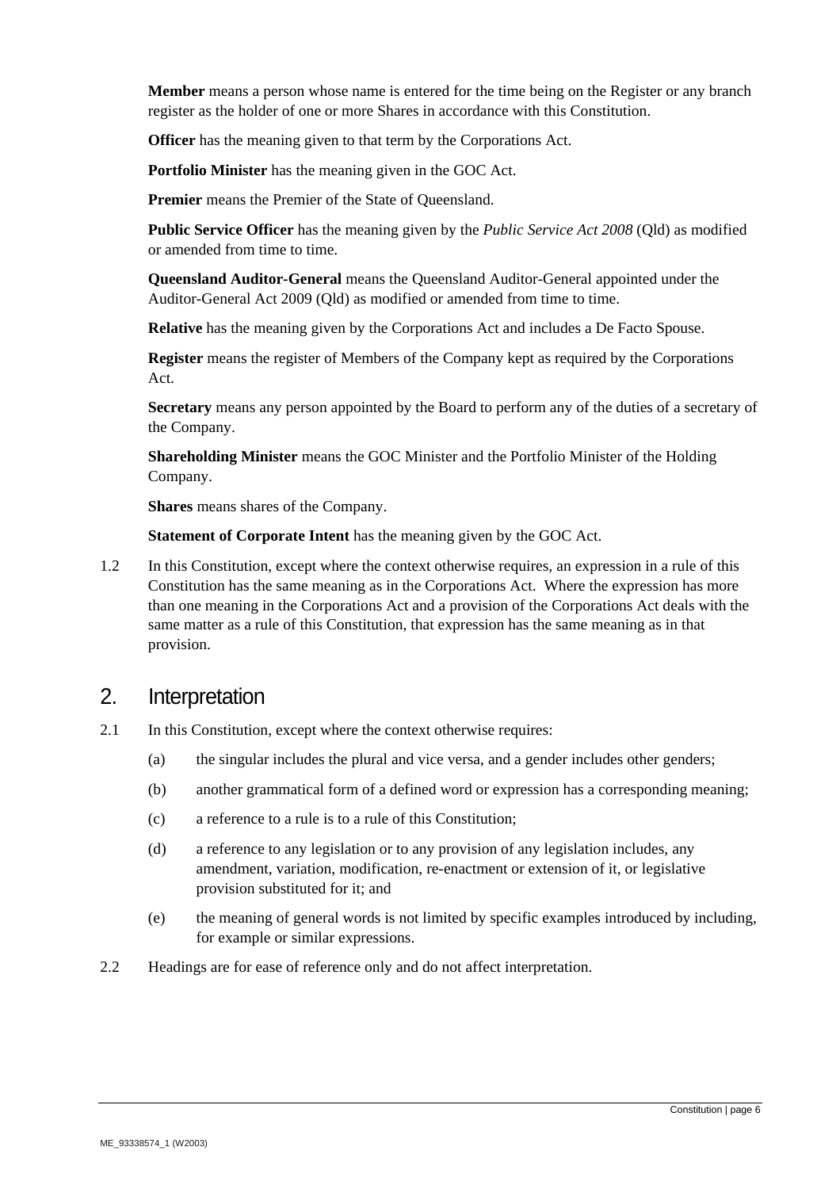**Member** means a person whose name is entered for the time being on the Register or any branch register as the holder of one or more Shares in accordance with this Constitution.

**Officer** has the meaning given to that term by the Corporations Act.

**Portfolio Minister** has the meaning given in the GOC Act.

**Premier** means the Premier of the State of Queensland.

**Public Service Officer** has the meaning given by the *Public Service Act 2008* (Qld) as modified or amended from time to time.

**Queensland Auditor-General** means the Queensland Auditor-General appointed under the Auditor-General Act 2009 (Qld) as modified or amended from time to time.

**Relative** has the meaning given by the Corporations Act and includes a De Facto Spouse.

**Register** means the register of Members of the Company kept as required by the Corporations Act.

**Secretary** means any person appointed by the Board to perform any of the duties of a secretary of the Company.

**Shareholding Minister** means the GOC Minister and the Portfolio Minister of the Holding Company.

**Shares** means shares of the Company.

**Statement of Corporate Intent** has the meaning given by the GOC Act.

1.2 In this Constitution, except where the context otherwise requires, an expression in a rule of this Constitution has the same meaning as in the Corporations Act. Where the expression has more than one meaning in the Corporations Act and a provision of the Corporations Act deals with the same matter as a rule of this Constitution, that expression has the same meaning as in that provision.

## 2. Interpretation

2.1 In this Constitution, except where the context otherwise requires:

(a) the singular includes the plural and vice versa, and a gender includes other genders;

(b) another grammatical form of a defined word or expression has a corresponding meaning;

(c) a reference to a rule is to a rule of this Constitution;

(d) a reference to any legislation or to any provision of any legislation includes, any amendment, variation, modification, re-enactment or extension of it, or legislative provision substituted for it; and

(e) the meaning of general words is not limited by specific examples introduced by including, for example or similar expressions.

2.2 Headings are for ease of reference only and do not affect interpretation.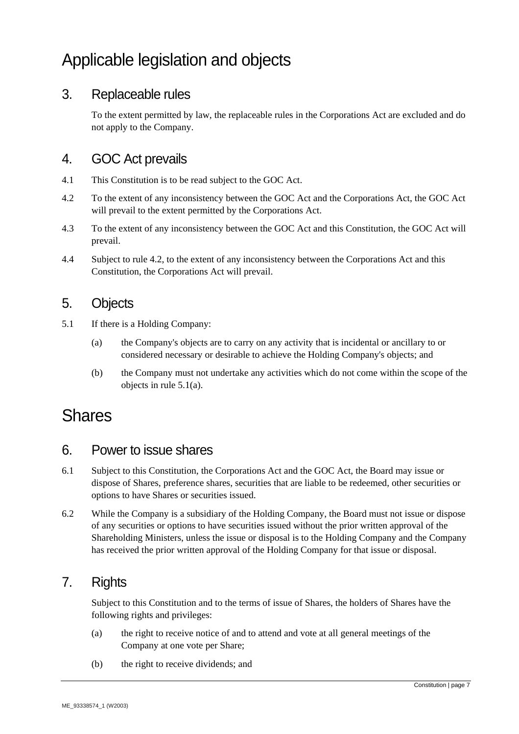# Applicable legislation and objects

## 3. Replaceable rules

To the extent permitted by law, the replaceable rules in the Corporations Act are excluded and do not apply to the Company.

## 4. GOC Act prevails

4.1 This Constitution is to be read subject to the GOC Act.

4.2 To the extent of any inconsistency between the GOC Act and the Corporations Act, the GOC Act will prevail to the extent permitted by the Corporations Act.

4.3 To the extent of any inconsistency between the GOC Act and this Constitution, the GOC Act will prevail.

4.4 Subject to rule 4.2, to the extent of any inconsistency between the Corporations Act and this Constitution, the Corporations Act will prevail.

## 5. Objects

5.1 If there is a Holding Company:

(a) the Company's objects are to carry on any activity that is incidental or ancillary to or considered necessary or desirable to achieve the Holding Company's objects; and

(b) the Company must not undertake any activities which do not come within the scope of the objects in rule 5.1(a).

# Shares

## 6. Power to issue shares

6.1 Subject to this Constitution, the Corporations Act and the GOC Act, the Board may issue or dispose of Shares, preference shares, securities that are liable to be redeemed, other securities or options to have Shares or securities issued.

6.2 While the Company is a subsidiary of the Holding Company, the Board must not issue or dispose of any securities or options to have securities issued without the prior written approval of the Shareholding Ministers, unless the issue or disposal is to the Holding Company and the Company has received the prior written approval of the Holding Company for that issue or disposal.

## 7. Rights

Subject to this Constitution and to the terms of issue of Shares, the holders of Shares have the following rights and privileges:

(a) the right to receive notice of and to attend and vote at all general meetings of the Company at one vote per Share;

(b) the right to receive dividends; and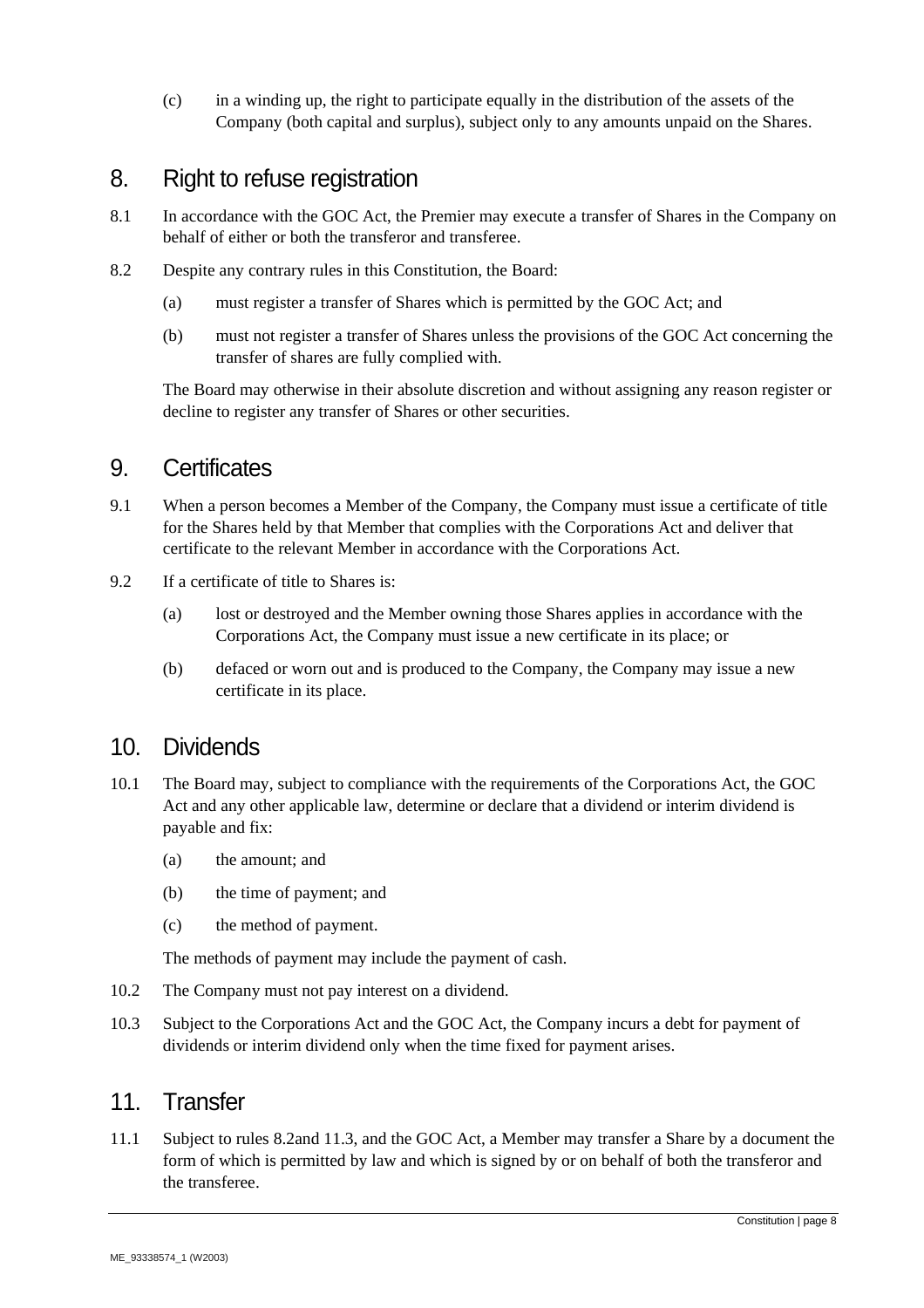(c) in a winding up, the right to participate equally in the distribution of the assets of the Company (both capital and surplus), subject only to any amounts unpaid on the Shares.

## 8. Right to refuse registration

8.1 In accordance with the GOC Act, the Premier may execute a transfer of Shares in the Company on behalf of either or both the transferor and transferee.

8.2 Despite any contrary rules in this Constitution, the Board:

(a) must register a transfer of Shares which is permitted by the GOC Act; and

(b) must not register a transfer of Shares unless the provisions of the GOC Act concerning the transfer of shares are fully complied with.

The Board may otherwise in their absolute discretion and without assigning any reason register or decline to register any transfer of Shares or other securities.

## 9. Certificates

9.1 When a person becomes a Member of the Company, the Company must issue a certificate of title for the Shares held by that Member that complies with the Corporations Act and deliver that certificate to the relevant Member in accordance with the Corporations Act.

9.2 If a certificate of title to Shares is:

(a) lost or destroyed and the Member owning those Shares applies in accordance with the Corporations Act, the Company must issue a new certificate in its place; or

(b) defaced or worn out and is produced to the Company, the Company may issue a new certificate in its place.

## 10. Dividends

10.1 The Board may, subject to compliance with the requirements of the Corporations Act, the GOC Act and any other applicable law, determine or declare that a dividend or interim dividend is payable and fix:

(a) the amount; and

(b) the time of payment; and

(c) the method of payment.

The methods of payment may include the payment of cash.

10.2 The Company must not pay interest on a dividend.

10.3 Subject to the Corporations Act and the GOC Act, the Company incurs a debt for payment of dividends or interim dividend only when the time fixed for payment arises.

## 11. Transfer

11.1 Subject to rules 8.2and 11.3, and the GOC Act, a Member may transfer a Share by a document the form of which is permitted by law and which is signed by or on behalf of both the transferor and the transferee.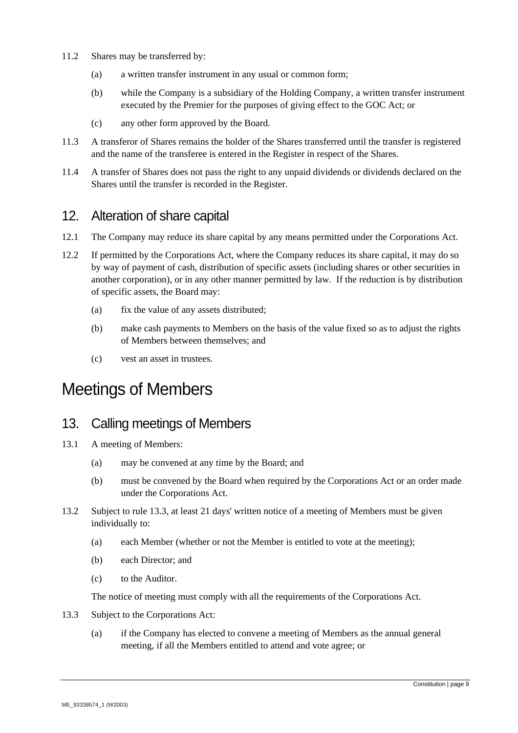11.2 Shares may be transferred by:

(a) a written transfer instrument in any usual or common form;

(b) while the Company is a subsidiary of the Holding Company, a written transfer instrument executed by the Premier for the purposes of giving effect to the GOC Act; or

(c) any other form approved by the Board.

11.3 A transferor of Shares remains the holder of the Shares transferred until the transfer is registered and the name of the transferee is entered in the Register in respect of the Shares.

11.4 A transfer of Shares does not pass the right to any unpaid dividends or dividends declared on the Shares until the transfer is recorded in the Register.

## 12. Alteration of share capital

12.1 The Company may reduce its share capital by any means permitted under the Corporations Act.

12.2 If permitted by the Corporations Act, where the Company reduces its share capital, it may do so by way of payment of cash, distribution of specific assets (including shares or other securities in another corporation), or in any other manner permitted by law. If the reduction is by distribution of specific assets, the Board may:

(a) fix the value of any assets distributed;

(b) make cash payments to Members on the basis of the value fixed so as to adjust the rights of Members between themselves; and

(c) vest an asset in trustees.

# Meetings of Members

## 13. Calling meetings of Members

13.1 A meeting of Members:

(a) may be convened at any time by the Board; and

(b) must be convened by the Board when required by the Corporations Act or an order made under the Corporations Act.

13.2 Subject to rule 13.3, at least 21 days' written notice of a meeting of Members must be given individually to:

(a) each Member (whether or not the Member is entitled to vote at the meeting);

(b) each Director; and

(c) to the Auditor.

The notice of meeting must comply with all the requirements of the Corporations Act.

13.3 Subject to the Corporations Act:

(a) if the Company has elected to convene a meeting of Members as the annual general meeting, if all the Members entitled to attend and vote agree; or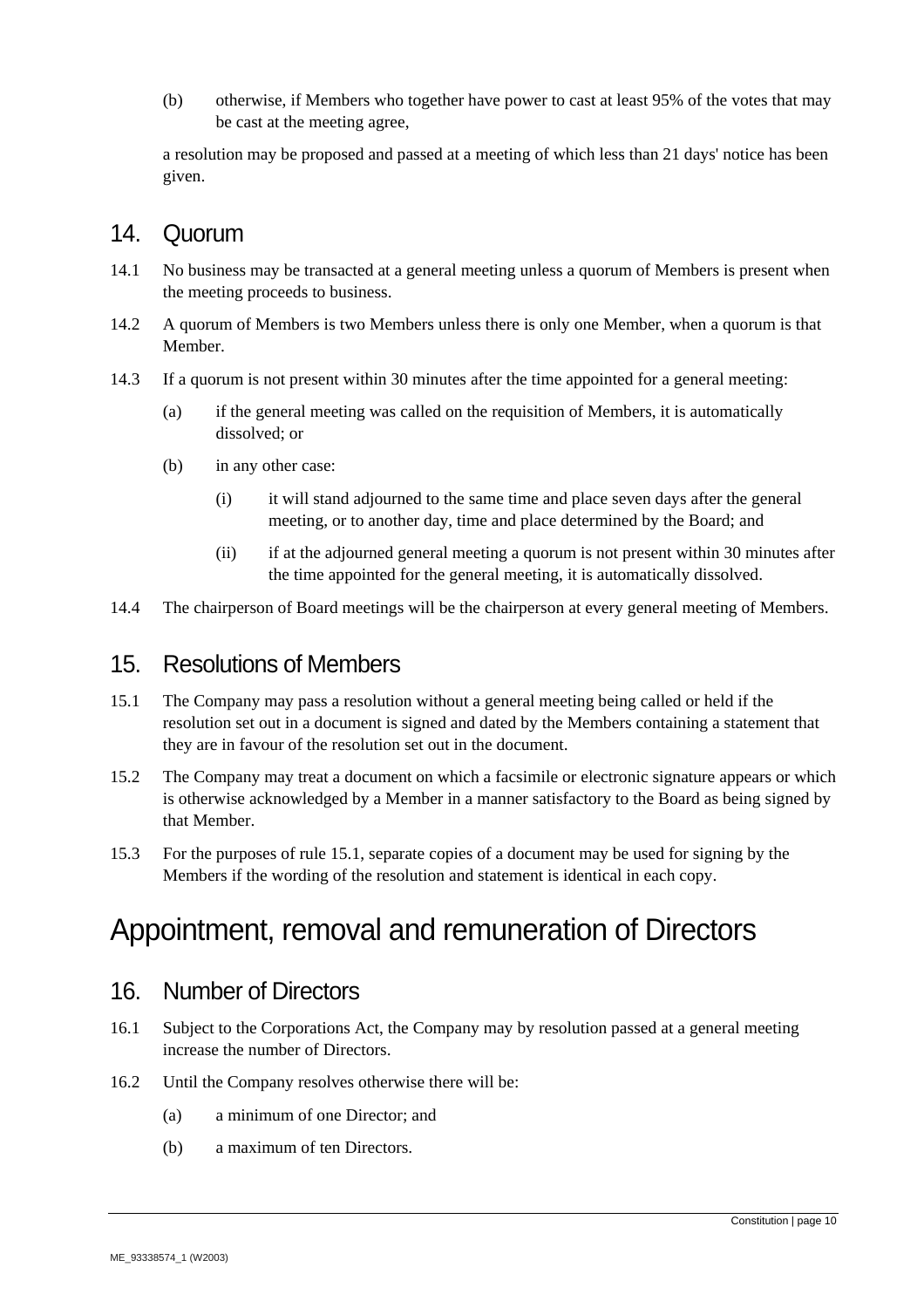(b) otherwise, if Members who together have power to cast at least 95% of the votes that may be cast at the meeting agree,

a resolution may be proposed and passed at a meeting of which less than 21 days' notice has been given.

## 14. Quorum

14.1 No business may be transacted at a general meeting unless a quorum of Members is present when the meeting proceeds to business.

14.2 A quorum of Members is two Members unless there is only one Member, when a quorum is that Member.

14.3 If a quorum is not present within 30 minutes after the time appointed for a general meeting:

(a) if the general meeting was called on the requisition of Members, it is automatically dissolved; or

(b) in any other case:

(i) it will stand adjourned to the same time and place seven days after the general meeting, or to another day, time and place determined by the Board; and

(ii) if at the adjourned general meeting a quorum is not present within 30 minutes after the time appointed for the general meeting, it is automatically dissolved.

14.4 The chairperson of Board meetings will be the chairperson at every general meeting of Members.

## 15. Resolutions of Members

15.1 The Company may pass a resolution without a general meeting being called or held if the resolution set out in a document is signed and dated by the Members containing a statement that they are in favour of the resolution set out in the document.

15.2 The Company may treat a document on which a facsimile or electronic signature appears or which is otherwise acknowledged by a Member in a manner satisfactory to the Board as being signed by that Member.

15.3 For the purposes of rule 15.1, separate copies of a document may be used for signing by the Members if the wording of the resolution and statement is identical in each copy.

# Appointment, removal and remuneration of Directors

## 16. Number of Directors

16.1 Subject to the Corporations Act, the Company may by resolution passed at a general meeting increase the number of Directors.

16.2 Until the Company resolves otherwise there will be:

(a) a minimum of one Director; and

(b) a maximum of ten Directors.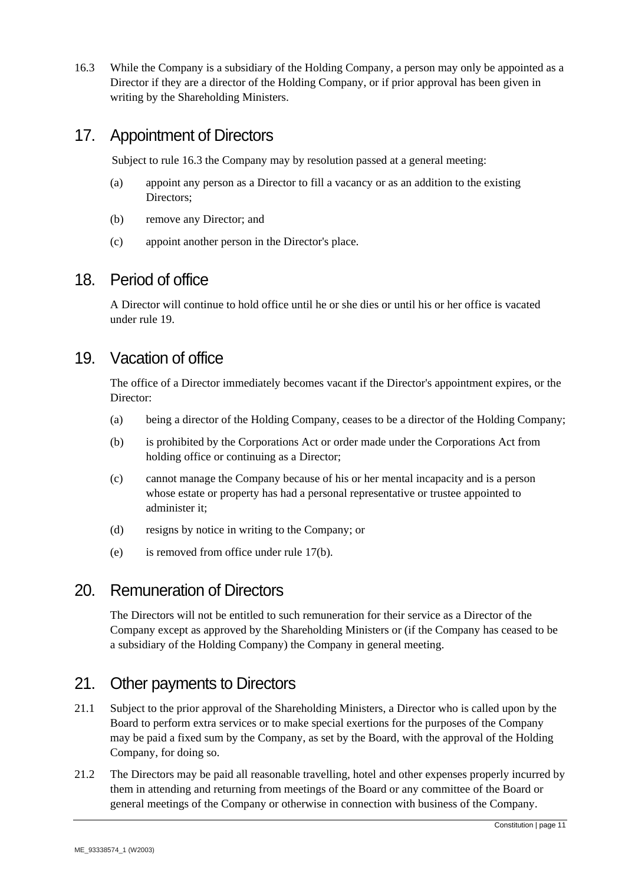16.3 While the Company is a subsidiary of the Holding Company, a person may only be appointed as a Director if they are a director of the Holding Company, or if prior approval has been given in writing by the Shareholding Ministers.

## 17. Appointment of Directors

Subject to rule 16.3 the Company may by resolution passed at a general meeting:

(a) appoint any person as a Director to fill a vacancy or as an addition to the existing Directors;

(b) remove any Director; and

(c) appoint another person in the Director's place.

## 18. Period of office

A Director will continue to hold office until he or she dies or until his or her office is vacated under rule 19.

## 19. Vacation of office

The office of a Director immediately becomes vacant if the Director's appointment expires, or the Director:

(a) being a director of the Holding Company, ceases to be a director of the Holding Company;

(b) is prohibited by the Corporations Act or order made under the Corporations Act from holding office or continuing as a Director;

(c) cannot manage the Company because of his or her mental incapacity and is a person whose estate or property has had a personal representative or trustee appointed to administer it;

(d) resigns by notice in writing to the Company; or

(e) is removed from office under rule 17(b).

## 20. Remuneration of Directors

The Directors will not be entitled to such remuneration for their service as a Director of the Company except as approved by the Shareholding Ministers or (if the Company has ceased to be a subsidiary of the Holding Company) the Company in general meeting.

## 21. Other payments to Directors

21.1 Subject to the prior approval of the Shareholding Ministers, a Director who is called upon by the Board to perform extra services or to make special exertions for the purposes of the Company may be paid a fixed sum by the Company, as set by the Board, with the approval of the Holding Company, for doing so.

21.2 The Directors may be paid all reasonable travelling, hotel and other expenses properly incurred by them in attending and returning from meetings of the Board or any committee of the Board or general meetings of the Company or otherwise in connection with business of the Company.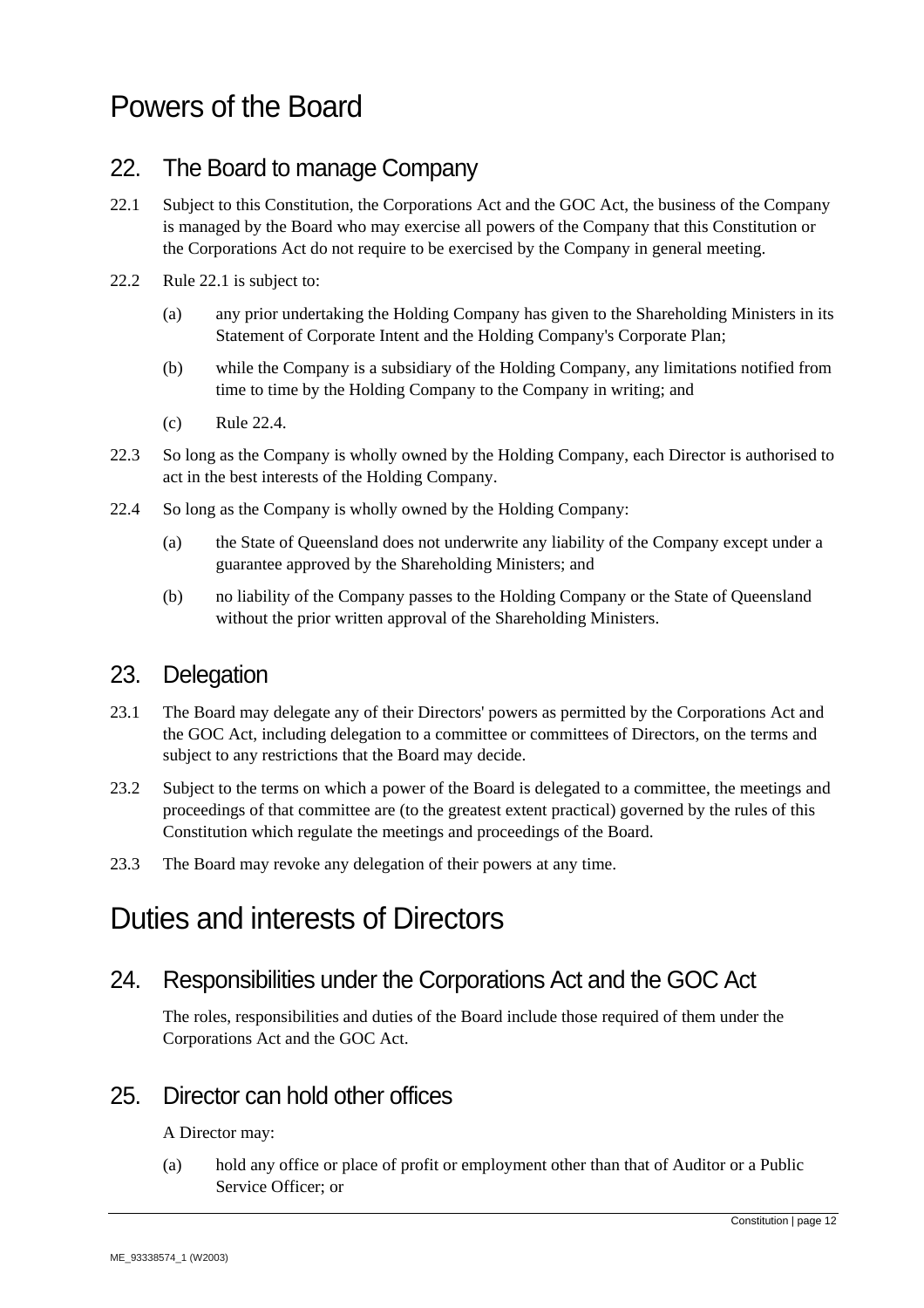# Powers of the Board

## 22. The Board to manage Company

22.1 Subject to this Constitution, the Corporations Act and the GOC Act, the business of the Company is managed by the Board who may exercise all powers of the Company that this Constitution or the Corporations Act do not require to be exercised by the Company in general meeting.

22.2 Rule 22.1 is subject to:

(a) any prior undertaking the Holding Company has given to the Shareholding Ministers in its Statement of Corporate Intent and the Holding Company's Corporate Plan;

(b) while the Company is a subsidiary of the Holding Company, any limitations notified from time to time by the Holding Company to the Company in writing; and

(c) Rule 22.4.

22.3 So long as the Company is wholly owned by the Holding Company, each Director is authorised to act in the best interests of the Holding Company.

22.4 So long as the Company is wholly owned by the Holding Company:

(a) the State of Queensland does not underwrite any liability of the Company except under a guarantee approved by the Shareholding Ministers; and

(b) no liability of the Company passes to the Holding Company or the State of Queensland without the prior written approval of the Shareholding Ministers.

## 23. Delegation

23.1 The Board may delegate any of their Directors' powers as permitted by the Corporations Act and the GOC Act, including delegation to a committee or committees of Directors, on the terms and subject to any restrictions that the Board may decide.

23.2 Subject to the terms on which a power of the Board is delegated to a committee, the meetings and proceedings of that committee are (to the greatest extent practical) governed by the rules of this Constitution which regulate the meetings and proceedings of the Board.

23.3 The Board may revoke any delegation of their powers at any time.

# Duties and interests of Directors

## 24. Responsibilities under the Corporations Act and the GOC Act

The roles, responsibilities and duties of the Board include those required of them under the Corporations Act and the GOC Act.

## 25. Director can hold other offices

A Director may:

(a) hold any office or place of profit or employment other than that of Auditor or a Public Service Officer; or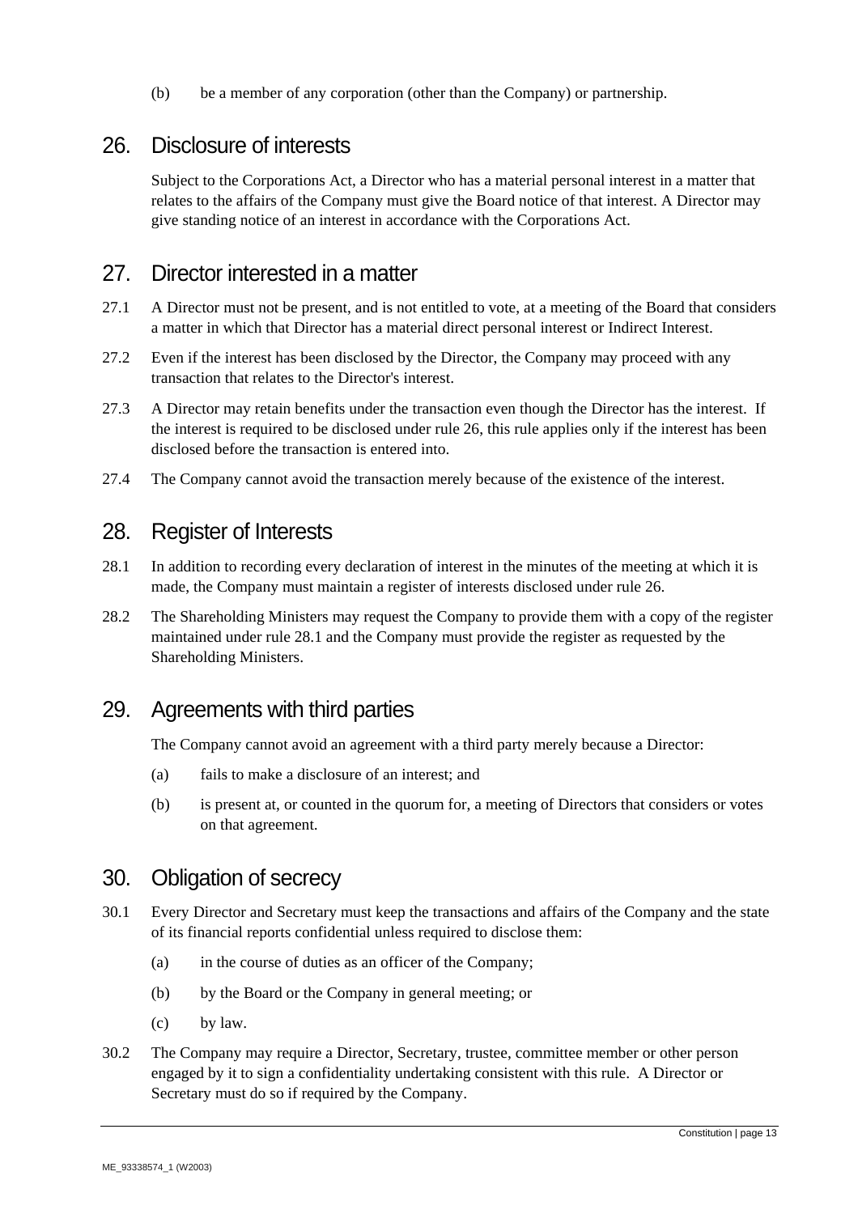(b) be a member of any corporation (other than the Company) or partnership.

## 26. Disclosure of interests

Subject to the Corporations Act, a Director who has a material personal interest in a matter that relates to the affairs of the Company must give the Board notice of that interest. A Director may give standing notice of an interest in accordance with the Corporations Act.

## 27. Director interested in a matter

27.1 A Director must not be present, and is not entitled to vote, at a meeting of the Board that considers a matter in which that Director has a material direct personal interest or Indirect Interest.

27.2 Even if the interest has been disclosed by the Director, the Company may proceed with any transaction that relates to the Director's interest.

27.3 A Director may retain benefits under the transaction even though the Director has the interest. If the interest is required to be disclosed under rule 26, this rule applies only if the interest has been disclosed before the transaction is entered into.

27.4 The Company cannot avoid the transaction merely because of the existence of the interest.

## 28. Register of Interests

28.1 In addition to recording every declaration of interest in the minutes of the meeting at which it is made, the Company must maintain a register of interests disclosed under rule 26.

28.2 The Shareholding Ministers may request the Company to provide them with a copy of the register maintained under rule 28.1 and the Company must provide the register as requested by the Shareholding Ministers.

## 29. Agreements with third parties

The Company cannot avoid an agreement with a third party merely because a Director:

(a) fails to make a disclosure of an interest; and

(b) is present at, or counted in the quorum for, a meeting of Directors that considers or votes on that agreement.

## 30. Obligation of secrecy

30.1 Every Director and Secretary must keep the transactions and affairs of the Company and the state of its financial reports confidential unless required to disclose them:

(a) in the course of duties as an officer of the Company;

(b) by the Board or the Company in general meeting; or

(c) by law.

30.2 The Company may require a Director, Secretary, trustee, committee member or other person engaged by it to sign a confidentiality undertaking consistent with this rule. A Director or Secretary must do so if required by the Company.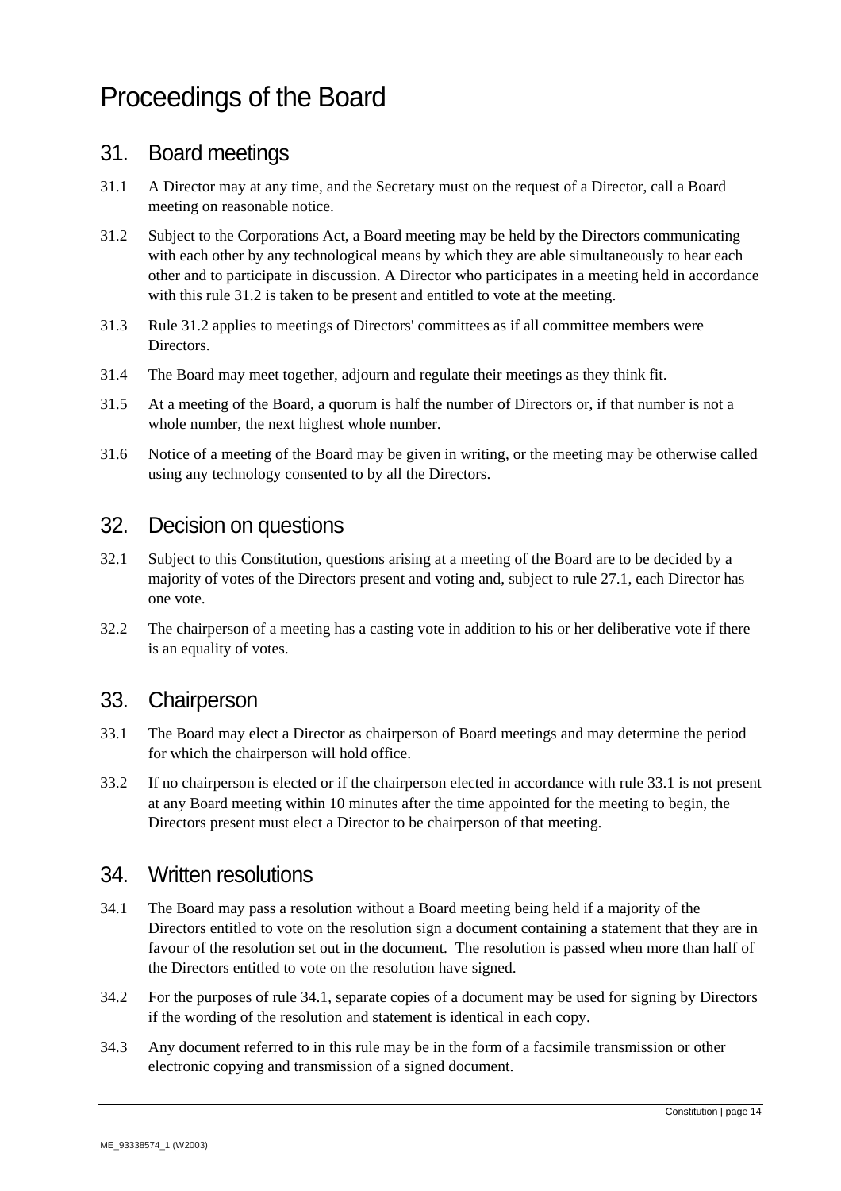# Proceedings of the Board

## 31. Board meetings

31.1 A Director may at any time, and the Secretary must on the request of a Director, call a Board meeting on reasonable notice.

31.2 Subject to the Corporations Act, a Board meeting may be held by the Directors communicating with each other by any technological means by which they are able simultaneously to hear each other and to participate in discussion. A Director who participates in a meeting held in accordance with this rule 31.2 is taken to be present and entitled to vote at the meeting.

31.3 Rule 31.2 applies to meetings of Directors' committees as if all committee members were Directors.

31.4 The Board may meet together, adjourn and regulate their meetings as they think fit.

31.5 At a meeting of the Board, a quorum is half the number of Directors or, if that number is not a whole number, the next highest whole number.

31.6 Notice of a meeting of the Board may be given in writing, or the meeting may be otherwise called using any technology consented to by all the Directors.

## 32. Decision on questions

32.1 Subject to this Constitution, questions arising at a meeting of the Board are to be decided by a majority of votes of the Directors present and voting and, subject to rule 27.1, each Director has one vote.

32.2 The chairperson of a meeting has a casting vote in addition to his or her deliberative vote if there is an equality of votes.

## 33. Chairperson

33.1 The Board may elect a Director as chairperson of Board meetings and may determine the period for which the chairperson will hold office.

33.2 If no chairperson is elected or if the chairperson elected in accordance with rule 33.1 is not present at any Board meeting within 10 minutes after the time appointed for the meeting to begin, the Directors present must elect a Director to be chairperson of that meeting.

## 34. Written resolutions

34.1 The Board may pass a resolution without a Board meeting being held if a majority of the Directors entitled to vote on the resolution sign a document containing a statement that they are in favour of the resolution set out in the document. The resolution is passed when more than half of the Directors entitled to vote on the resolution have signed.

34.2 For the purposes of rule 34.1, separate copies of a document may be used for signing by Directors if the wording of the resolution and statement is identical in each copy.

34.3 Any document referred to in this rule may be in the form of a facsimile transmission or other electronic copying and transmission of a signed document.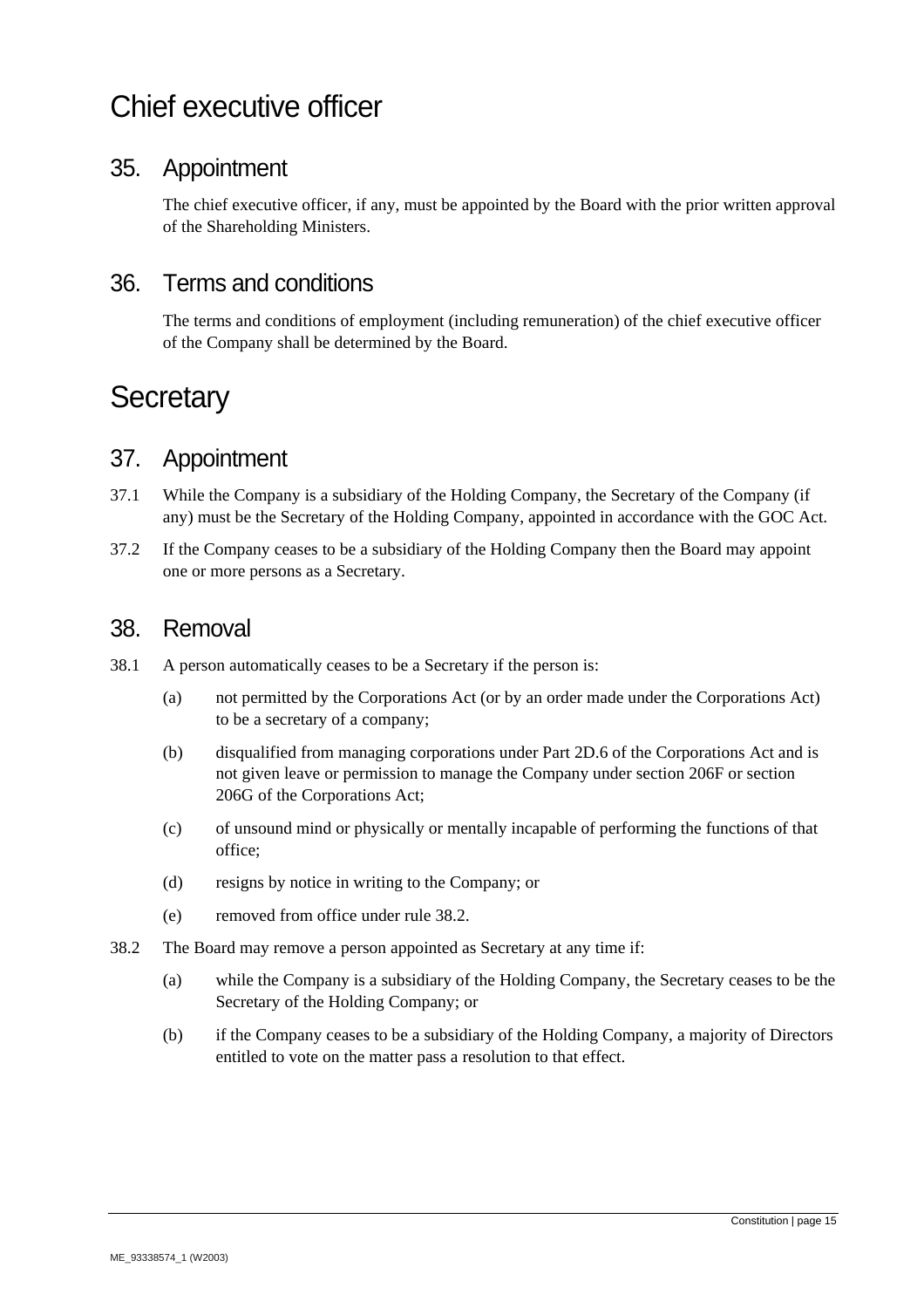# Chief executive officer

## 35. Appointment

The chief executive officer, if any, must be appointed by the Board with the prior written approval of the Shareholding Ministers.

## 36. Terms and conditions

The terms and conditions of employment (including remuneration) of the chief executive officer of the Company shall be determined by the Board.

# Secretary

## 37. Appointment

37.1 While the Company is a subsidiary of the Holding Company, the Secretary of the Company (if any) must be the Secretary of the Holding Company, appointed in accordance with the GOC Act.

37.2 If the Company ceases to be a subsidiary of the Holding Company then the Board may appoint one or more persons as a Secretary.

## 38. Removal

38.1 A person automatically ceases to be a Secretary if the person is:

- (a) not permitted by the Corporations Act (or by an order made under the Corporations Act) to be a secretary of a company;
- (b) disqualified from managing corporations under Part 2D.6 of the Corporations Act and is not given leave or permission to manage the Company under section 206F or section 206G of the Corporations Act;
- (c) of unsound mind or physically or mentally incapable of performing the functions of that office;
- (d) resigns by notice in writing to the Company; or
- (e) removed from office under rule 38.2.

38.2 The Board may remove a person appointed as Secretary at any time if:

- (a) while the Company is a subsidiary of the Holding Company, the Secretary ceases to be the Secretary of the Holding Company; or
- (b) if the Company ceases to be a subsidiary of the Holding Company, a majority of Directors entitled to vote on the matter pass a resolution to that effect.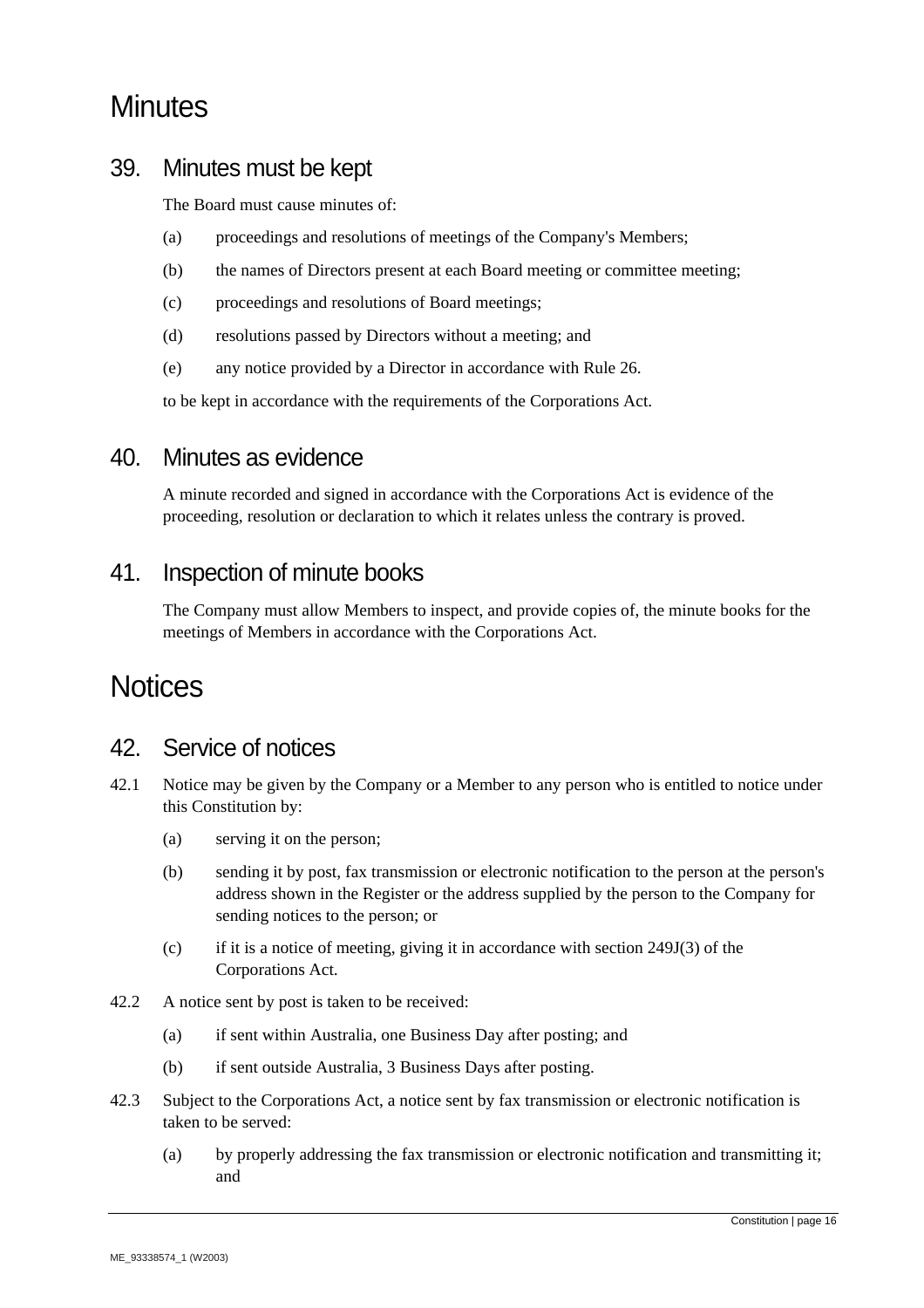# Minutes

## 39. Minutes must be kept

The Board must cause minutes of:

(a) proceedings and resolutions of meetings of the Company's Members;

(b) the names of Directors present at each Board meeting or committee meeting;

(c) proceedings and resolutions of Board meetings;

(d) resolutions passed by Directors without a meeting; and

(e) any notice provided by a Director in accordance with Rule 26.

to be kept in accordance with the requirements of the Corporations Act.

## 40. Minutes as evidence

A minute recorded and signed in accordance with the Corporations Act is evidence of the proceeding, resolution or declaration to which it relates unless the contrary is proved.

## 41. Inspection of minute books

The Company must allow Members to inspect, and provide copies of, the minute books for the meetings of Members in accordance with the Corporations Act.

# Notices

## 42. Service of notices

42.1 Notice may be given by the Company or a Member to any person who is entitled to notice under this Constitution by:

(a) serving it on the person;

(b) sending it by post, fax transmission or electronic notification to the person at the person's address shown in the Register or the address supplied by the person to the Company for sending notices to the person; or

(c) if it is a notice of meeting, giving it in accordance with section 249J(3) of the Corporations Act.

42.2 A notice sent by post is taken to be received:

(a) if sent within Australia, one Business Day after posting; and

(b) if sent outside Australia, 3 Business Days after posting.

42.3 Subject to the Corporations Act, a notice sent by fax transmission or electronic notification is taken to be served:

(a) by properly addressing the fax transmission or electronic notification and transmitting it; and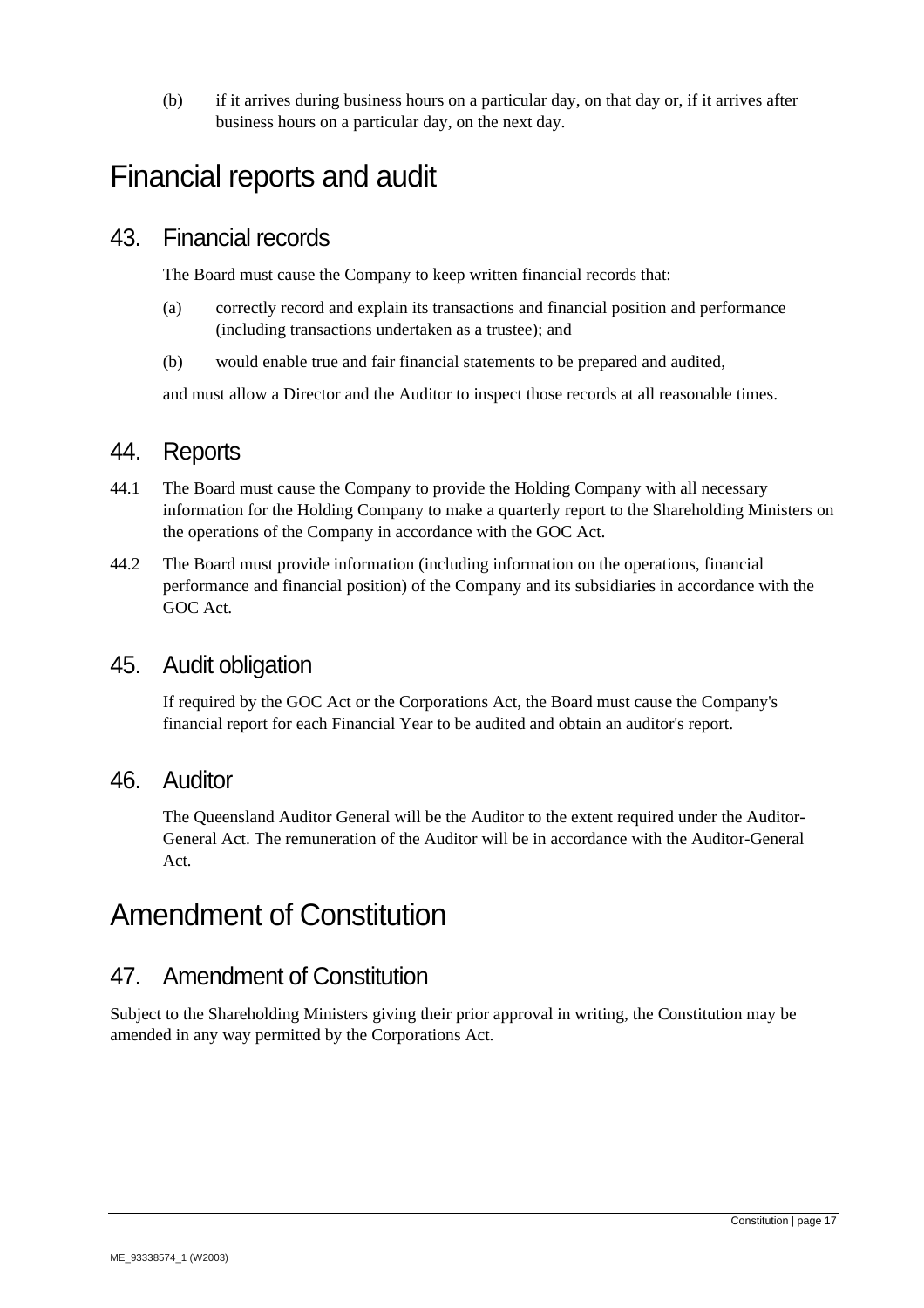(b) if it arrives during business hours on a particular day, on that day or, if it arrives after business hours on a particular day, on the next day.

# Financial reports and audit

## 43. Financial records

The Board must cause the Company to keep written financial records that:

(a) correctly record and explain its transactions and financial position and performance (including transactions undertaken as a trustee); and

(b) would enable true and fair financial statements to be prepared and audited,

and must allow a Director and the Auditor to inspect those records at all reasonable times.

## 44. Reports

44.1 The Board must cause the Company to provide the Holding Company with all necessary information for the Holding Company to make a quarterly report to the Shareholding Ministers on the operations of the Company in accordance with the GOC Act.

44.2 The Board must provide information (including information on the operations, financial performance and financial position) of the Company and its subsidiaries in accordance with the GOC Act.

## 45. Audit obligation

If required by the GOC Act or the Corporations Act, the Board must cause the Company's financial report for each Financial Year to be audited and obtain an auditor's report.

## 46. Auditor

The Queensland Auditor General will be the Auditor to the extent required under the Auditor-General Act. The remuneration of the Auditor will be in accordance with the Auditor-General Act.

# Amendment of Constitution

## 47. Amendment of Constitution

Subject to the Shareholding Ministers giving their prior approval in writing, the Constitution may be amended in any way permitted by the Corporations Act.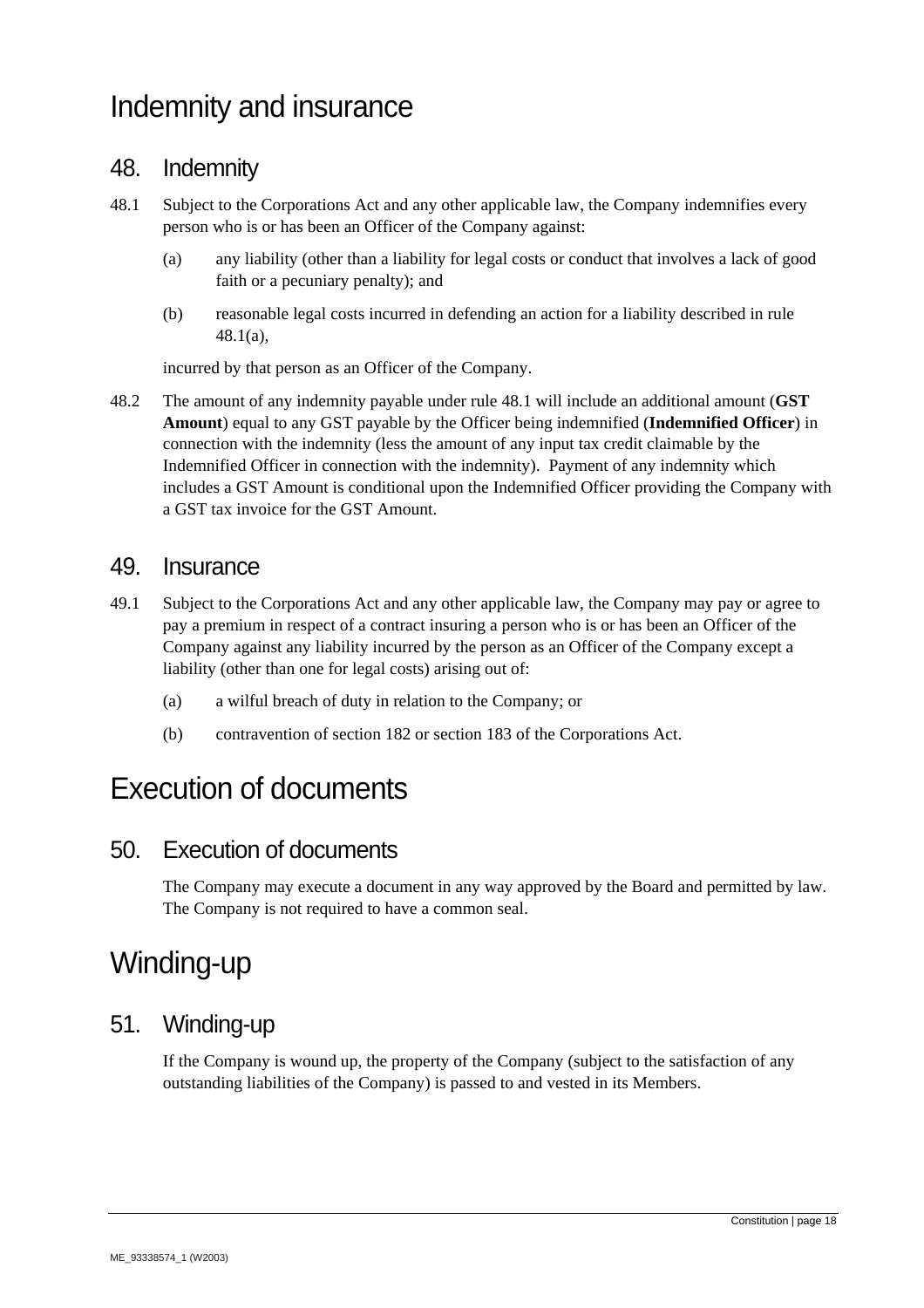# Indemnity and insurance

## 48. Indemnity

48.1 Subject to the Corporations Act and any other applicable law, the Company indemnifies every person who is or has been an Officer of the Company against:

(a) any liability (other than a liability for legal costs or conduct that involves a lack of good faith or a pecuniary penalty); and

(b) reasonable legal costs incurred in defending an action for a liability described in rule 48.1(a),

incurred by that person as an Officer of the Company.

48.2 The amount of any indemnity payable under rule 48.1 will include an additional amount (**GST Amount**) equal to any GST payable by the Officer being indemnified (**Indemnified Officer**) in connection with the indemnity (less the amount of any input tax credit claimable by the Indemnified Officer in connection with the indemnity). Payment of any indemnity which includes a GST Amount is conditional upon the Indemnified Officer providing the Company with a GST tax invoice for the GST Amount.

## 49. Insurance

49.1 Subject to the Corporations Act and any other applicable law, the Company may pay or agree to pay a premium in respect of a contract insuring a person who is or has been an Officer of the Company against any liability incurred by the person as an Officer of the Company except a liability (other than one for legal costs) arising out of:

(a) a wilful breach of duty in relation to the Company; or

(b) contravention of section 182 or section 183 of the Corporations Act.

# Execution of documents

## 50. Execution of documents

The Company may execute a document in any way approved by the Board and permitted by law. The Company is not required to have a common seal.

# Winding-up

## 51. Winding-up

If the Company is wound up, the property of the Company (subject to the satisfaction of any outstanding liabilities of the Company) is passed to and vested in its Members.